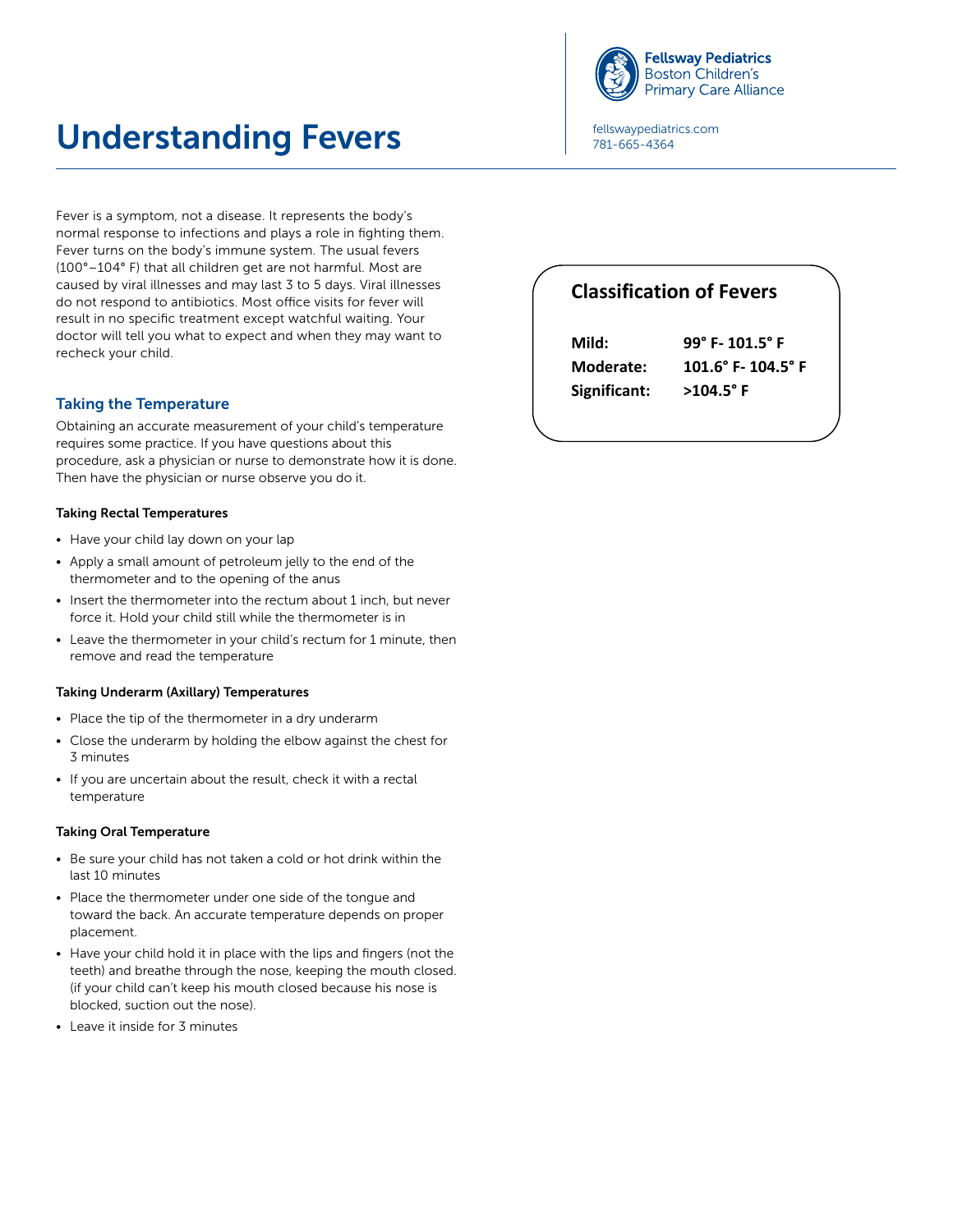# Understanding Fevers

**Fellsway Pediatrics**
Boston Children's
Primary Care Alliance

fellswaypediatrics.com
781-665-4364

Fever is a symptom, not a disease. It represents the body's normal response to infections and plays a role in fighting them. Fever turns on the body's immune system. The usual fevers (100°–104° F) that all children get are not harmful. Most are caused by viral illnesses and may last 3 to 5 days. Viral illnesses do not respond to antibiotics. Most office visits for fever will result in no specific treatment except watchful waiting. Your doctor will tell you what to expect and when they may want to recheck your child.

## Classification of Fevers

| | |
|---|---|
| **Mild:** | **99° F- 101.5° F** |
| **Moderate:** | **101.6° F- 104.5° F** |
| **Significant:** | **>104.5° F** |

## Taking the Temperature

Obtaining an accurate measurement of your child's temperature requires some practice. If you have questions about this procedure, ask a physician or nurse to demonstrate how it is done. Then have the physician or nurse observe you do it.

### Taking Rectal Temperatures

- Have your child lay down on your lap
- Apply a small amount of petroleum jelly to the end of the thermometer and to the opening of the anus
- Insert the thermometer into the rectum about 1 inch, but never force it. Hold your child still while the thermometer is in
- Leave the thermometer in your child's rectum for 1 minute, then remove and read the temperature

### Taking Underarm (Axillary) Temperatures

- Place the tip of the thermometer in a dry underarm
- Close the underarm by holding the elbow against the chest for 3 minutes
- If you are uncertain about the result, check it with a rectal temperature

### Taking Oral Temperature

- Be sure your child has not taken a cold or hot drink within the last 10 minutes
- Place the thermometer under one side of the tongue and toward the back. An accurate temperature depends on proper placement.
- Have your child hold it in place with the lips and fingers (not the teeth) and breathe through the nose, keeping the mouth closed. (if your child can't keep his mouth closed because his nose is blocked, suction out the nose).
- Leave it inside for 3 minutes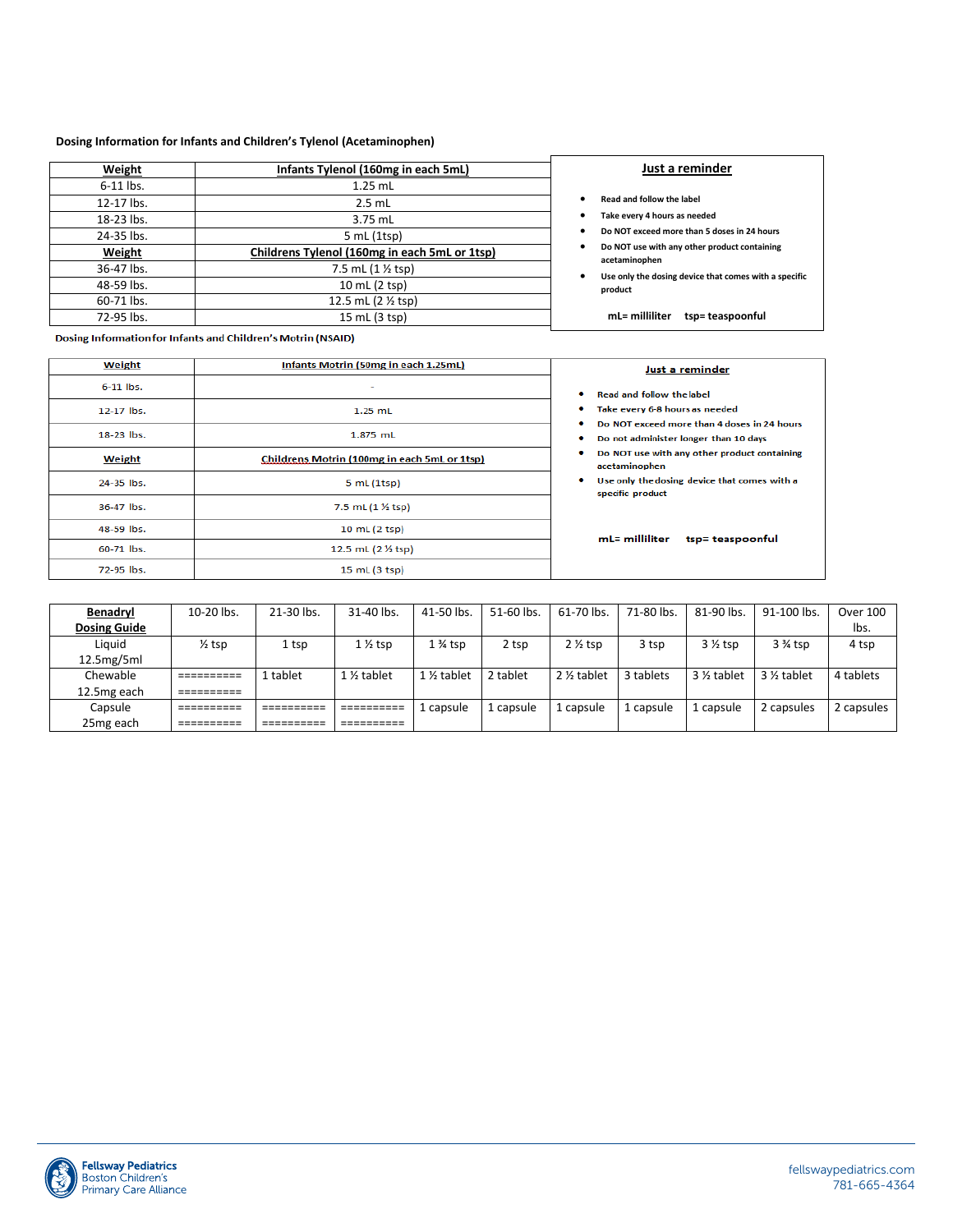**Dosing Information for Infants and Children's Tylenol (Acetaminophen)**

| Weight | Infants Tylenol (160mg in each 5mL) |
|---|---|
| 6-11 lbs. | 1.25 mL |
| 12-17 lbs. | 2.5 mL |
| 18-23 lbs. | 3.75 mL |
| 24-35 lbs. | 5 mL (1tsp) |
| **Weight** | **Childrens Tylenol (160mg in each 5mL or 1tsp)** |
| 36-47 lbs. | 7.5 mL (1 ½ tsp) |
| 48-59 lbs. | 10 mL (2 tsp) |
| 60-71 lbs. | 12.5 mL (2 ½ tsp) |
| 72-95 lbs. | 15 mL (3 tsp) |

**Just a reminder**

- Read and follow the label
- Take every 4 hours as needed
- Do NOT exceed more than 5 doses in 24 hours
- Do NOT use with any other product containing acetaminophen
- Use only the dosing device that comes with a specific product

mL= milliliter tsp= teaspoonful

**Dosing Information for Infants and Children's Motrin (NSAID)**

| Weight | Infants Motrin (50mg in each 1.25mL) |
|---|---|
| 6-11 lbs. | - |
| 12-17 lbs. | 1.25 mL |
| 18-23 lbs. | 1.875 mL |
| **Weight** | **Childrens Motrin (100mg in each 5mL or 1tsp)** |
| 24-35 lbs. | 5 mL (1tsp) |
| 36-47 lbs. | 7.5 mL (1 ½ tsp) |
| 48-59 lbs. | 10 mL (2 tsp) |
| 60-71 lbs. | 12.5 mL (2 ½ tsp) |
| 72-95 lbs. | 15 mL (3 tsp) |

**Just a reminder**

- Read and follow the label
- Take every 6-8 hours as needed
- Do NOT exceed more than 4 doses in 24 hours
- Do not administer longer than 10 days
- Do NOT use with any other product containing acetaminophen
- Use only the dosing device that comes with a specific product

mL= milliliter tsp= teaspoonful

| Benadryl Dosing Guide | 10-20 lbs. | 21-30 lbs. | 31-40 lbs. | 41-50 lbs. | 51-60 lbs. | 61-70 lbs. | 71-80 lbs. | 81-90 lbs. | 91-100 lbs. | Over 100 lbs. |
|---|---|---|---|---|---|---|---|---|---|---|
| Liquid 12.5mg/5ml | ½ tsp | 1 tsp | 1 ½ tsp | 1 ¾ tsp | 2 tsp | 2 ½ tsp | 3 tsp | 3 ½ tsp | 3 ¾ tsp | 4 tsp |
| Chewable 12.5mg each | ========== | 1 tablet | 1 ½ tablet | 1 ½ tablet | 2 tablet | 2 ½ tablet | 3 tablets | 3 ½ tablet | 3 ½ tablet | 4 tablets |
| Capsule 25mg each | ========== | ========== | ========== | 1 capsule | 1 capsule | 1 capsule | 1 capsule | 1 capsule | 2 capsules | 2 capsules |

Fellsway Pediatrics
Boston Children's
Primary Care Alliance

fellswaypediatrics.com
781-665-4364